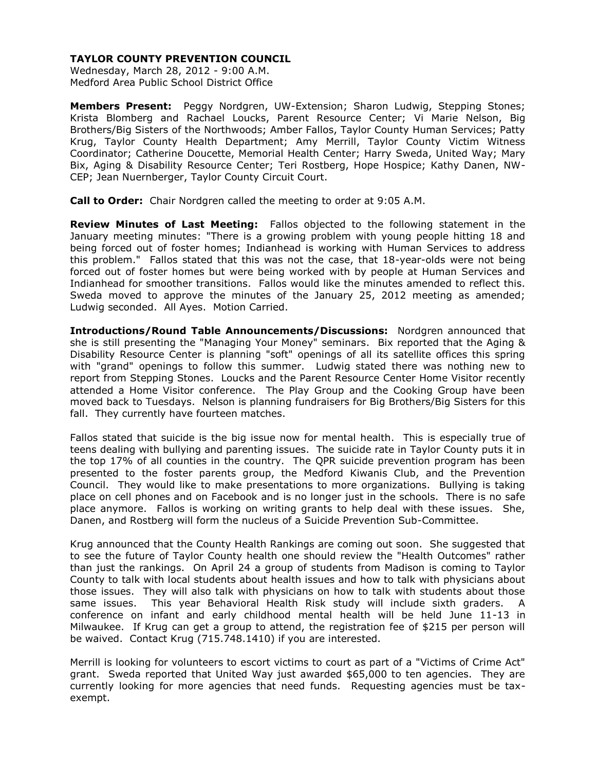# TAYLOR COUNTY PREVENTION COUNCIL

Wednesday, March 28, 2012 - 9:00 A.M.
Medford Area Public School District Office

**Members Present:** Peggy Nordgren, UW-Extension; Sharon Ludwig, Stepping Stones; Krista Blomberg and Rachael Loucks, Parent Resource Center; Vi Marie Nelson, Big Brothers/Big Sisters of the Northwoods; Amber Fallos, Taylor County Human Services; Patty Krug, Taylor County Health Department; Amy Merrill, Taylor County Victim Witness Coordinator; Catherine Doucette, Memorial Health Center; Harry Sweda, United Way; Mary Bix, Aging & Disability Resource Center; Teri Rostberg, Hope Hospice; Kathy Danen, NW-CEP; Jean Nuernberger, Taylor County Circuit Court.

**Call to Order:** Chair Nordgren called the meeting to order at 9:05 A.M.

**Review Minutes of Last Meeting:** Fallos objected to the following statement in the January meeting minutes: "There is a growing problem with young people hitting 18 and being forced out of foster homes; Indianhead is working with Human Services to address this problem." Fallos stated that this was not the case, that 18-year-olds were not being forced out of foster homes but were being worked with by people at Human Services and Indianhead for smoother transitions. Fallos would like the minutes amended to reflect this. Sweda moved to approve the minutes of the January 25, 2012 meeting as amended; Ludwig seconded. All Ayes. Motion Carried.

**Introductions/Round Table Announcements/Discussions:** Nordgren announced that she is still presenting the "Managing Your Money" seminars. Bix reported that the Aging & Disability Resource Center is planning "soft" openings of all its satellite offices this spring with "grand" openings to follow this summer. Ludwig stated there was nothing new to report from Stepping Stones. Loucks and the Parent Resource Center Home Visitor recently attended a Home Visitor conference. The Play Group and the Cooking Group have been moved back to Tuesdays. Nelson is planning fundraisers for Big Brothers/Big Sisters for this fall. They currently have fourteen matches.

Fallos stated that suicide is the big issue now for mental health. This is especially true of teens dealing with bullying and parenting issues. The suicide rate in Taylor County puts it in the top 17% of all counties in the country. The QPR suicide prevention program has been presented to the foster parents group, the Medford Kiwanis Club, and the Prevention Council. They would like to make presentations to more organizations. Bullying is taking place on cell phones and on Facebook and is no longer just in the schools. There is no safe place anymore. Fallos is working on writing grants to help deal with these issues. She, Danen, and Rostberg will form the nucleus of a Suicide Prevention Sub-Committee.

Krug announced that the County Health Rankings are coming out soon. She suggested that to see the future of Taylor County health one should review the "Health Outcomes" rather than just the rankings. On April 24 a group of students from Madison is coming to Taylor County to talk with local students about health issues and how to talk with physicians about those issues. They will also talk with physicians on how to talk with students about those same issues. This year Behavioral Health Risk study will include sixth graders. A conference on infant and early childhood mental health will be held June 11-13 in Milwaukee. If Krug can get a group to attend, the registration fee of $215 per person will be waived. Contact Krug (715.748.1410) if you are interested.

Merrill is looking for volunteers to escort victims to court as part of a "Victims of Crime Act" grant. Sweda reported that United Way just awarded $65,000 to ten agencies. They are currently looking for more agencies that need funds. Requesting agencies must be tax-exempt.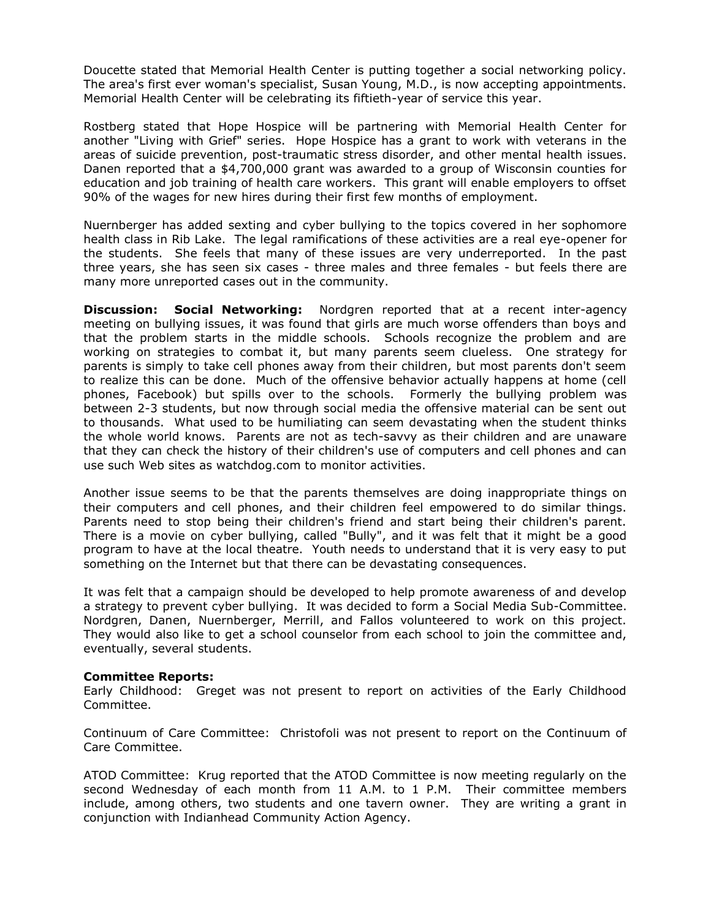Doucette stated that Memorial Health Center is putting together a social networking policy. The area's first ever woman's specialist, Susan Young, M.D., is now accepting appointments. Memorial Health Center will be celebrating its fiftieth-year of service this year.

Rostberg stated that Hope Hospice will be partnering with Memorial Health Center for another "Living with Grief" series. Hope Hospice has a grant to work with veterans in the areas of suicide prevention, post-traumatic stress disorder, and other mental health issues. Danen reported that a $4,700,000 grant was awarded to a group of Wisconsin counties for education and job training of health care workers. This grant will enable employers to offset 90% of the wages for new hires during their first few months of employment.

Nuernberger has added sexting and cyber bullying to the topics covered in her sophomore health class in Rib Lake. The legal ramifications of these activities are a real eye-opener for the students. She feels that many of these issues are very underreported. In the past three years, she has seen six cases - three males and three females - but feels there are many more unreported cases out in the community.

**Discussion: Social Networking:** Nordgren reported that at a recent inter-agency meeting on bullying issues, it was found that girls are much worse offenders than boys and that the problem starts in the middle schools. Schools recognize the problem and are working on strategies to combat it, but many parents seem clueless. One strategy for parents is simply to take cell phones away from their children, but most parents don't seem to realize this can be done. Much of the offensive behavior actually happens at home (cell phones, Facebook) but spills over to the schools. Formerly the bullying problem was between 2-3 students, but now through social media the offensive material can be sent out to thousands. What used to be humiliating can seem devastating when the student thinks the whole world knows. Parents are not as tech-savvy as their children and are unaware that they can check the history of their children's use of computers and cell phones and can use such Web sites as watchdog.com to monitor activities.

Another issue seems to be that the parents themselves are doing inappropriate things on their computers and cell phones, and their children feel empowered to do similar things. Parents need to stop being their children's friend and start being their children's parent. There is a movie on cyber bullying, called "Bully", and it was felt that it might be a good program to have at the local theatre. Youth needs to understand that it is very easy to put something on the Internet but that there can be devastating consequences.

It was felt that a campaign should be developed to help promote awareness of and develop a strategy to prevent cyber bullying. It was decided to form a Social Media Sub-Committee. Nordgren, Danen, Nuernberger, Merrill, and Fallos volunteered to work on this project. They would also like to get a school counselor from each school to join the committee and, eventually, several students.

**Committee Reports:**

Early Childhood: Greget was not present to report on activities of the Early Childhood Committee.

Continuum of Care Committee: Christofoli was not present to report on the Continuum of Care Committee.

ATOD Committee: Krug reported that the ATOD Committee is now meeting regularly on the second Wednesday of each month from 11 A.M. to 1 P.M. Their committee members include, among others, two students and one tavern owner. They are writing a grant in conjunction with Indianhead Community Action Agency.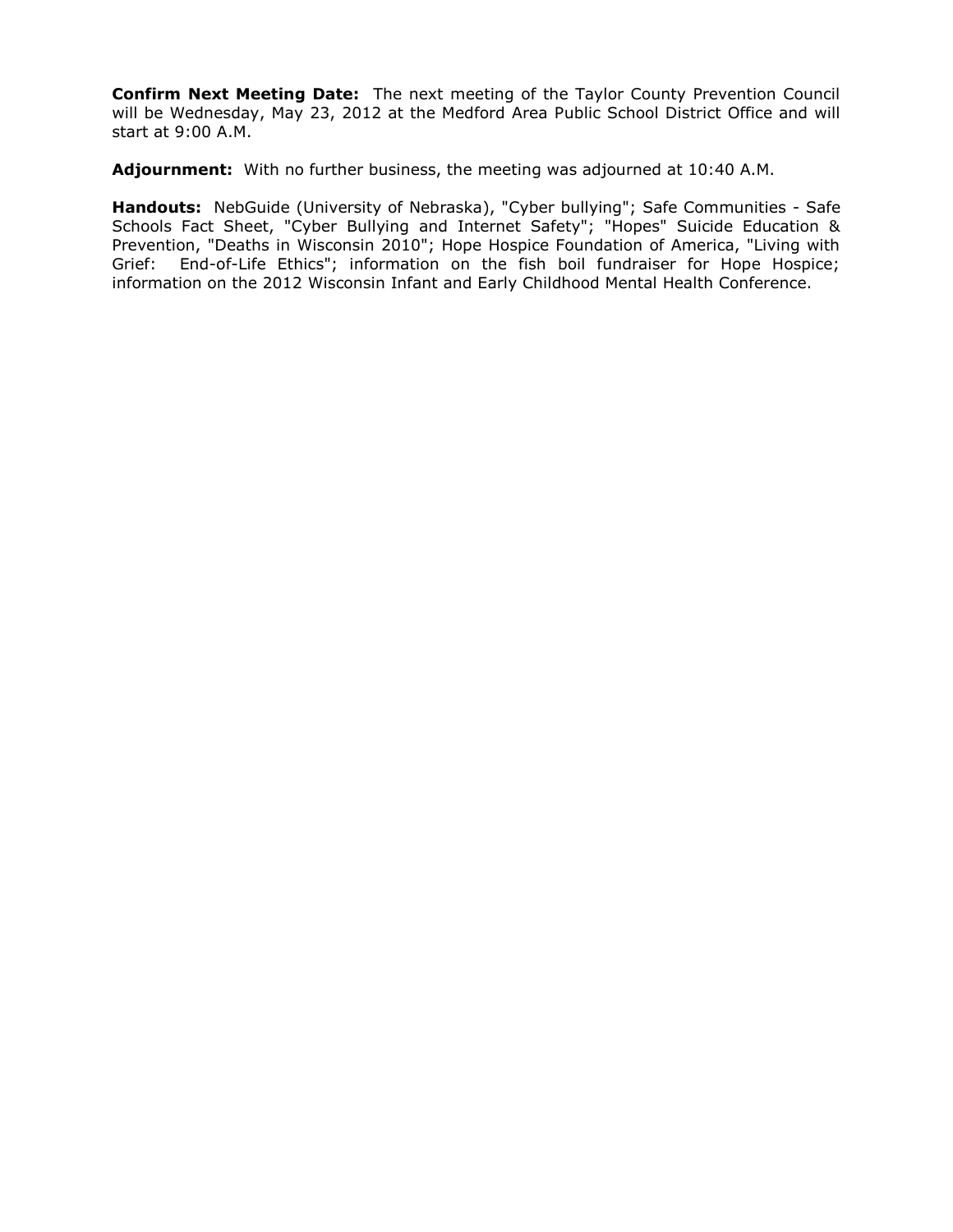**Confirm Next Meeting Date:** The next meeting of the Taylor County Prevention Council will be Wednesday, May 23, 2012 at the Medford Area Public School District Office and will start at 9:00 A.M.

**Adjournment:** With no further business, the meeting was adjourned at 10:40 A.M.

**Handouts:** NebGuide (University of Nebraska), "Cyber bullying"; Safe Communities - Safe Schools Fact Sheet, "Cyber Bullying and Internet Safety"; "Hopes" Suicide Education & Prevention, "Deaths in Wisconsin 2010"; Hope Hospice Foundation of America, "Living with Grief: End-of-Life Ethics"; information on the fish boil fundraiser for Hope Hospice; information on the 2012 Wisconsin Infant and Early Childhood Mental Health Conference.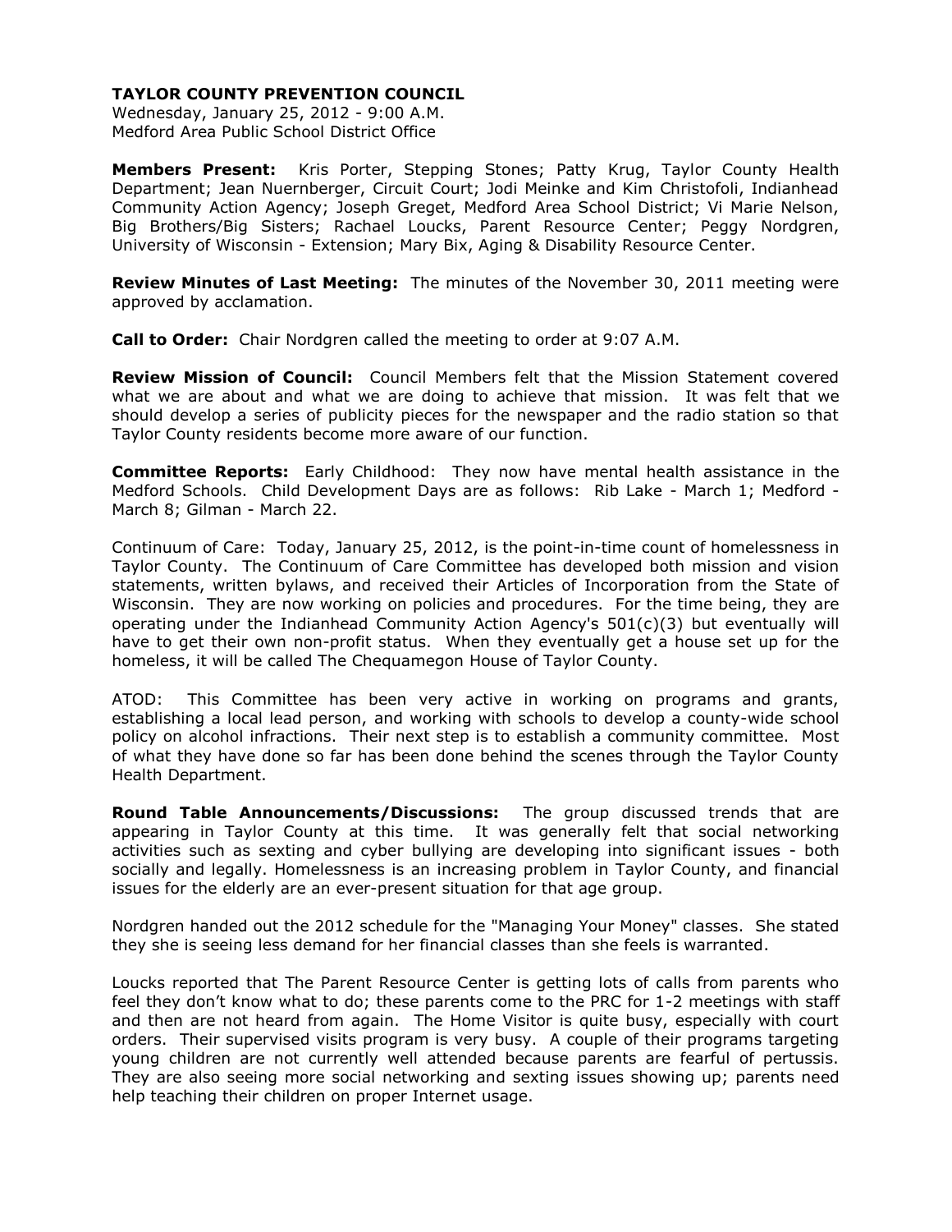**TAYLOR COUNTY PREVENTION COUNCIL**
Wednesday, January 25, 2012 - 9:00 A.M.
Medford Area Public School District Office

**Members Present:** Kris Porter, Stepping Stones; Patty Krug, Taylor County Health Department; Jean Nuernberger, Circuit Court; Jodi Meinke and Kim Christofoli, Indianhead Community Action Agency; Joseph Greget, Medford Area School District; Vi Marie Nelson, Big Brothers/Big Sisters; Rachael Loucks, Parent Resource Center; Peggy Nordgren, University of Wisconsin - Extension; Mary Bix, Aging & Disability Resource Center.

**Review Minutes of Last Meeting:** The minutes of the November 30, 2011 meeting were approved by acclamation.

**Call to Order:** Chair Nordgren called the meeting to order at 9:07 A.M.

**Review Mission of Council:** Council Members felt that the Mission Statement covered what we are about and what we are doing to achieve that mission. It was felt that we should develop a series of publicity pieces for the newspaper and the radio station so that Taylor County residents become more aware of our function.

**Committee Reports:** Early Childhood: They now have mental health assistance in the Medford Schools. Child Development Days are as follows: Rib Lake - March 1; Medford - March 8; Gilman - March 22.

Continuum of Care: Today, January 25, 2012, is the point-in-time count of homelessness in Taylor County. The Continuum of Care Committee has developed both mission and vision statements, written bylaws, and received their Articles of Incorporation from the State of Wisconsin. They are now working on policies and procedures. For the time being, they are operating under the Indianhead Community Action Agency's 501(c)(3) but eventually will have to get their own non-profit status. When they eventually get a house set up for the homeless, it will be called The Chequamegon House of Taylor County.

ATOD: This Committee has been very active in working on programs and grants, establishing a local lead person, and working with schools to develop a county-wide school policy on alcohol infractions. Their next step is to establish a community committee. Most of what they have done so far has been done behind the scenes through the Taylor County Health Department.

**Round Table Announcements/Discussions:** The group discussed trends that are appearing in Taylor County at this time. It was generally felt that social networking activities such as sexting and cyber bullying are developing into significant issues - both socially and legally. Homelessness is an increasing problem in Taylor County, and financial issues for the elderly are an ever-present situation for that age group.

Nordgren handed out the 2012 schedule for the "Managing Your Money" classes. She stated they she is seeing less demand for her financial classes than she feels is warranted.

Loucks reported that The Parent Resource Center is getting lots of calls from parents who feel they don't know what to do; these parents come to the PRC for 1-2 meetings with staff and then are not heard from again. The Home Visitor is quite busy, especially with court orders. Their supervised visits program is very busy. A couple of their programs targeting young children are not currently well attended because parents are fearful of pertussis. They are also seeing more social networking and sexting issues showing up; parents need help teaching their children on proper Internet usage.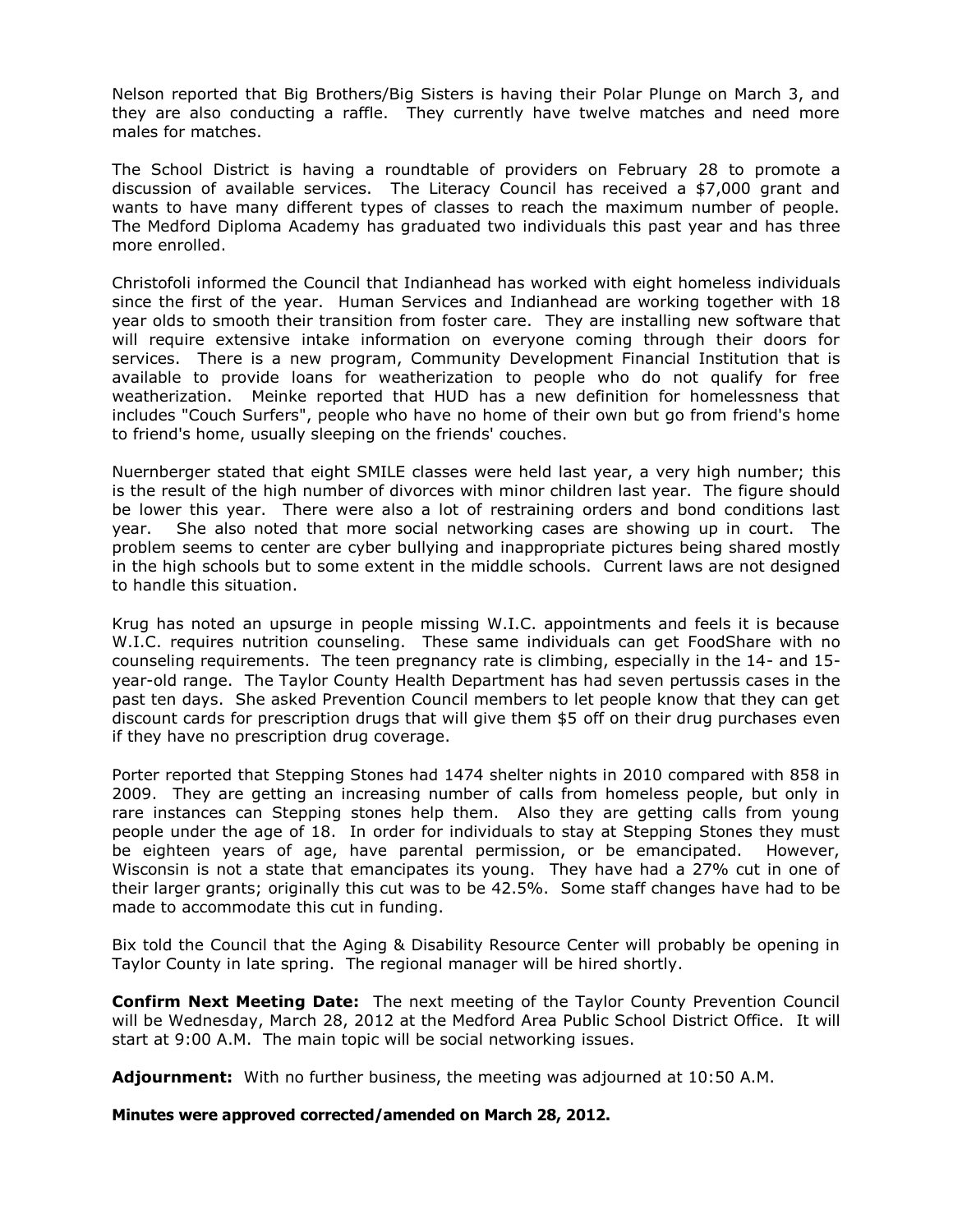Nelson reported that Big Brothers/Big Sisters is having their Polar Plunge on March 3, and they are also conducting a raffle. They currently have twelve matches and need more males for matches.

The School District is having a roundtable of providers on February 28 to promote a discussion of available services. The Literacy Council has received a $7,000 grant and wants to have many different types of classes to reach the maximum number of people. The Medford Diploma Academy has graduated two individuals this past year and has three more enrolled.

Christofoli informed the Council that Indianhead has worked with eight homeless individuals since the first of the year. Human Services and Indianhead are working together with 18 year olds to smooth their transition from foster care. They are installing new software that will require extensive intake information on everyone coming through their doors for services. There is a new program, Community Development Financial Institution that is available to provide loans for weatherization to people who do not qualify for free weatherization. Meinke reported that HUD has a new definition for homelessness that includes "Couch Surfers", people who have no home of their own but go from friend's home to friend's home, usually sleeping on the friends' couches.

Nuernberger stated that eight SMILE classes were held last year, a very high number; this is the result of the high number of divorces with minor children last year. The figure should be lower this year. There were also a lot of restraining orders and bond conditions last year. She also noted that more social networking cases are showing up in court. The problem seems to center are cyber bullying and inappropriate pictures being shared mostly in the high schools but to some extent in the middle schools. Current laws are not designed to handle this situation.

Krug has noted an upsurge in people missing W.I.C. appointments and feels it is because W.I.C. requires nutrition counseling. These same individuals can get FoodShare with no counseling requirements. The teen pregnancy rate is climbing, especially in the 14- and 15-year-old range. The Taylor County Health Department has had seven pertussis cases in the past ten days. She asked Prevention Council members to let people know that they can get discount cards for prescription drugs that will give them $5 off on their drug purchases even if they have no prescription drug coverage.

Porter reported that Stepping Stones had 1474 shelter nights in 2010 compared with 858 in 2009. They are getting an increasing number of calls from homeless people, but only in rare instances can Stepping stones help them. Also they are getting calls from young people under the age of 18. In order for individuals to stay at Stepping Stones they must be eighteen years of age, have parental permission, or be emancipated. However, Wisconsin is not a state that emancipates its young. They have had a 27% cut in one of their larger grants; originally this cut was to be 42.5%. Some staff changes have had to be made to accommodate this cut in funding.

Bix told the Council that the Aging & Disability Resource Center will probably be opening in Taylor County in late spring. The regional manager will be hired shortly.

**Confirm Next Meeting Date:** The next meeting of the Taylor County Prevention Council will be Wednesday, March 28, 2012 at the Medford Area Public School District Office. It will start at 9:00 A.M. The main topic will be social networking issues.

**Adjournment:** With no further business, the meeting was adjourned at 10:50 A.M.

**Minutes were approved corrected/amended on March 28, 2012.**